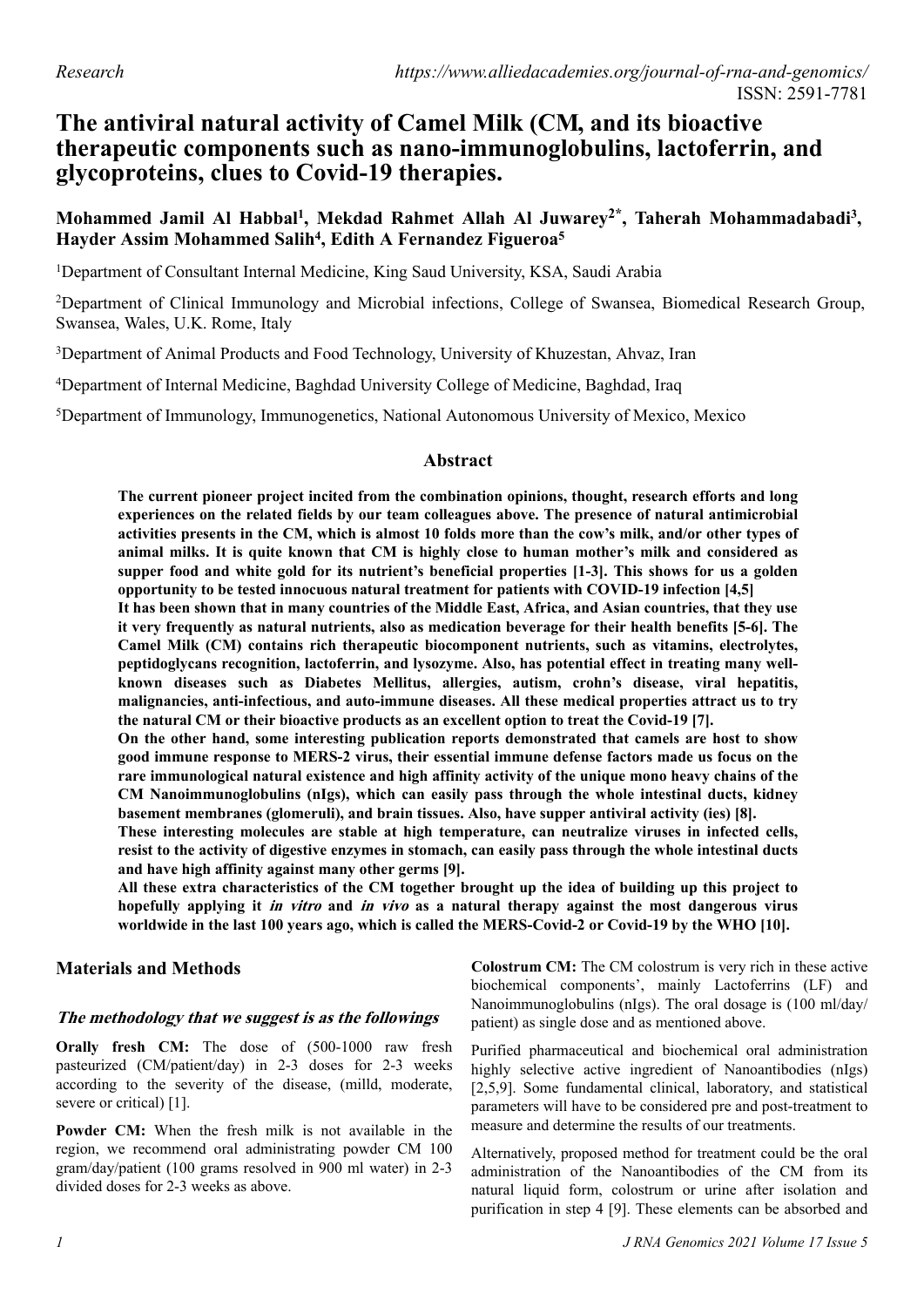# The antiviral natural activity of Camel Milk (CM, and its bioactive therapeutic components such as nano-immunoglobulins, lactoferrin, and glycoproteins, clues to Covid-19 therapies.

**Mohammed Jamil Al Habbal[1], Mekdad Rahmet Allah Al Juwarey[2*], Taherah Mohammadabadi[3], Hayder Assim Mohammed Salih[4], Edith A Fernandez Figueroa[5]**

[1]Department of Consultant Internal Medicine, King Saud University, KSA, Saudi Arabia

[2]Department of Clinical Immunology and Microbial infections, College of Swansea, Biomedical Research Group, Swansea, Wales, U.K. Rome, Italy

[3]Department of Animal Products and Food Technology, University of Khuzestan, Ahvaz, Iran

[4]Department of Internal Medicine, Baghdad University College of Medicine, Baghdad, Iraq

[5]Department of Immunology, Immunogenetics, National Autonomous University of Mexico, Mexico

## Abstract

**The current pioneer project incited from the combination opinions, thought, research efforts and long experiences on the related fields by our team colleagues above. The presence of natural antimicrobial activities presents in the CM, which is almost 10 folds more than the cow's milk, and/or other types of animal milks. It is quite known that CM is highly close to human mother's milk and considered as supper food and white gold for its nutrient's beneficial properties [1-3]. This shows for us a golden opportunity to be tested innocuous natural treatment for patients with COVID-19 infection [4,5]**

**It has been shown that in many countries of the Middle East, Africa, and Asian countries, that they use it very frequently as natural nutrients, also as medication beverage for their health benefits [5-6]. The Camel Milk (CM) contains rich therapeutic biocomponent nutrients, such as vitamins, electrolytes, peptidoglycans recognition, lactoferrin, and lysozyme. Also, has potential effect in treating many well-known diseases such as Diabetes Mellitus, allergies, autism, crohn's disease, viral hepatitis, malignancies, anti-infectious, and auto-immune diseases. All these medical properties attract us to try the natural CM or their bioactive products as an excellent option to treat the Covid-19 [7].**

**On the other hand, some interesting publication reports demonstrated that camels are host to show good immune response to MERS-2 virus, their essential immune defense factors made us focus on the rare immunological natural existence and high affinity activity of the unique mono heavy chains of the CM Nanoimmunoglobulins (nIgs), which can easily pass through the whole intestinal ducts, kidney basement membranes (glomeruli), and brain tissues. Also, have supper antiviral activity (ies) [8].**

**These interesting molecules are stable at high temperature, can neutralize viruses in infected cells, resist to the activity of digestive enzymes in stomach, can easily pass through the whole intestinal ducts and have high affinity against many other germs [9].**

**All these extra characteristics of the CM together brought up the idea of building up this project to hopefully applying it *in vitro* and *in vivo* as a natural therapy against the most dangerous virus worldwide in the last 100 years ago, which is called the MERS-Covid-2 or Covid-19 by the WHO [10].**

## Materials and Methods

### *The methodology that we suggest is as the followings*

**Orally fresh CM:** The dose of (500-1000 raw fresh pasteurized (CM/patient/day) in 2-3 doses for 2-3 weeks according to the severity of the disease, (milld, moderate, severe or critical) [1].

**Powder CM:** When the fresh milk is not available in the region, we recommend oral administrating powder CM 100 gram/day/patient (100 grams resolved in 900 ml water) in 2-3 divided doses for 2-3 weeks as above.

**Colostrum CM:** The CM colostrum is very rich in these active biochemical components', mainly Lactoferrins (LF) and Nanoimmunoglobulins (nIgs). The oral dosage is (100 ml/day/ patient) as single dose and as mentioned above.

Purified pharmaceutical and biochemical oral administration highly selective active ingredient of Nanoantibodies (nIgs) [2,5,9]. Some fundamental clinical, laboratory, and statistical parameters will have to be considered pre and post-treatment to measure and determine the results of our treatments.

Alternatively, proposed method for treatment could be the oral administration of the Nanoantibodies of the CM from its natural liquid form, colostrum or urine after isolation and purification in step 4 [9]. These elements can be absorbed and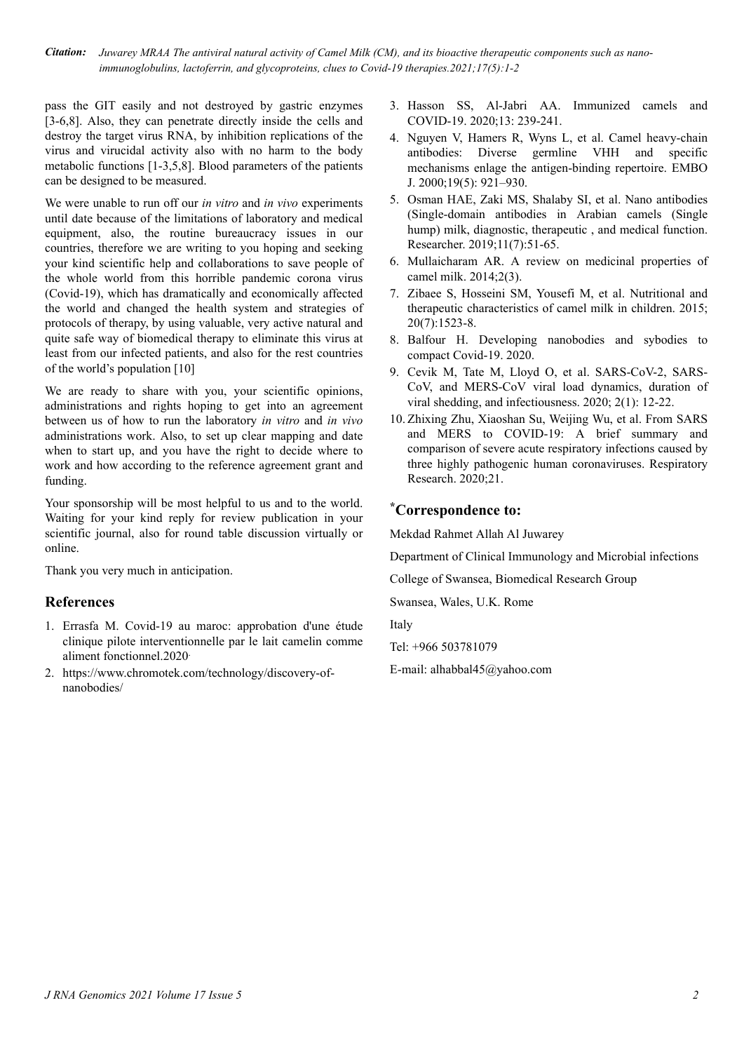pass the GIT easily and not destroyed by gastric enzymes [3-6,8]. Also, they can penetrate directly inside the cells and destroy the target virus RNA, by inhibition replications of the virus and virucidal activity also with no harm to the body metabolic functions [1-3,5,8]. Blood parameters of the patients can be designed to be measured.

We were unable to run off our *in vitro* and *in vivo* experiments until date because of the limitations of laboratory and medical equipment, also, the routine bureaucracy issues in our countries, therefore we are writing to you hoping and seeking your kind scientific help and collaborations to save people of the whole world from this horrible pandemic corona virus (Covid-19), which has dramatically and economically affected the world and changed the health system and strategies of protocols of therapy, by using valuable, very active natural and quite safe way of biomedical therapy to eliminate this virus at least from our infected patients, and also for the rest countries of the world's population [10]

We are ready to share with you, your scientific opinions, administrations and rights hoping to get into an agreement between us of how to run the laboratory *in vitro* and *in vivo* administrations work. Also, to set up clear mapping and date when to start up, and you have the right to decide where to work and how according to the reference agreement grant and funding.

Your sponsorship will be most helpful to us and to the world. Waiting for your kind reply for review publication in your scientific journal, also for round table discussion virtually or online.

Thank you very much in anticipation.

## References

1. Errasfa M. Covid-19 au maroc: approbation d'une étude clinique pilote interventionnelle par le lait camelin comme aliment fonctionnel.2020.
2. https://www.chromotek.com/technology/discovery-of-nanobodies/
3. Hasson SS, Al-Jabri AA. Immunized camels and COVID-19. 2020;13: 239-241.
4. Nguyen V, Hamers R, Wyns L, et al. Camel heavy-chain antibodies: Diverse germline VHH and specific mechanisms enlage the antigen-binding repertoire. EMBO J. 2000;19(5): 921–930.
5. Osman HAE, Zaki MS, Shalaby SI, et al. Nano antibodies (Single-domain antibodies in Arabian camels (Single hump) milk, diagnostic, therapeutic , and medical function. Researcher. 2019;11(7):51-65.
6. Mullaicharam AR. A review on medicinal properties of camel milk. 2014;2(3).
7. Zibaee S, Hosseini SM, Yousefi M, et al. Nutritional and therapeutic characteristics of camel milk in children. 2015; 20(7):1523-8.
8. Balfour H. Developing nanobodies and sybodies to compact Covid-19. 2020.
9. Cevik M, Tate M, Lloyd O, et al. SARS-CoV-2, SARS-CoV, and MERS-CoV viral load dynamics, duration of viral shedding, and infectiousness. 2020; 2(1): 12-22.
10. Zhixing Zhu, Xiaoshan Su, Weijing Wu, et al. From SARS and MERS to COVID-19: A brief summary and comparison of severe acute respiratory infections caused by three highly pathogenic human coronaviruses. Respiratory Research. 2020;21.

## *Correspondence to:

Mekdad Rahmet Allah Al Juwarey

Department of Clinical Immunology and Microbial infections

College of Swansea, Biomedical Research Group

Swansea, Wales, U.K. Rome

Italy

Tel: +966 503781079

E-mail: alhabbal45@yahoo.com